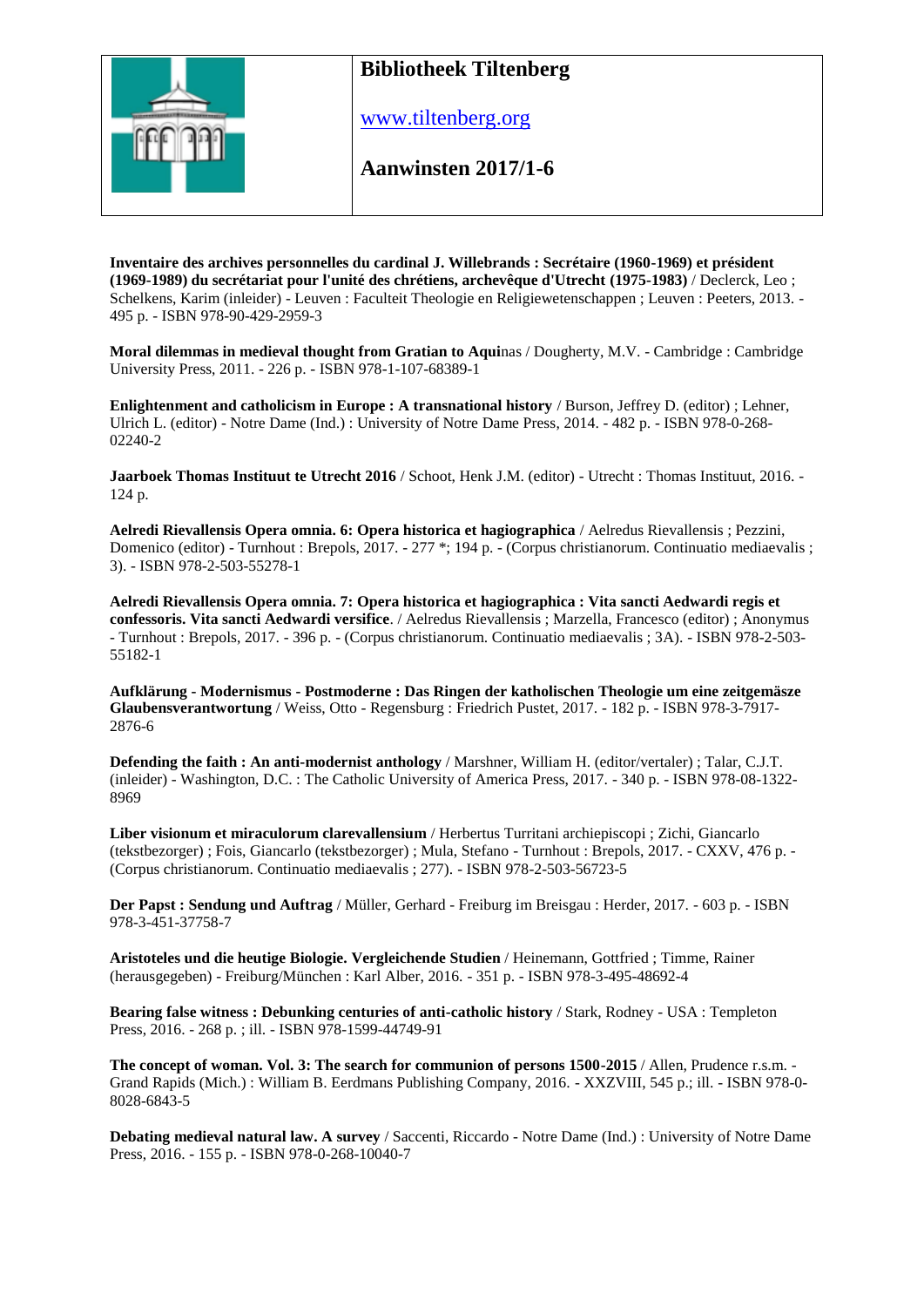# Bibliotheek Tiltenberg

www.tiltenberg.org

## Aanwinsten 2017/1-6

**Inventaire des archives personnelles du cardinal J. Willebrands : Secrétaire (1960-1969) et président (1969-1989) du secrétariat pour l'unité des chrétiens, archevêque d'Utrecht (1975-1983)** / Declerck, Leo ; Schelkens, Karim (inleider) - Leuven : Faculteit Theologie en Religiewetenschappen ; Leuven : Peeters, 2013. - 495 p. - ISBN 978-90-429-2959-3

**Moral dilemmas in medieval thought from Gratian to Aqui**nas / Dougherty, M.V. - Cambridge : Cambridge University Press, 2011. - 226 p. - ISBN 978-1-107-68389-1

**Enlightenment and catholicism in Europe : A transnational history** / Burson, Jeffrey D. (editor) ; Lehner, Ulrich L. (editor) - Notre Dame (Ind.) : University of Notre Dame Press, 2014. - 482 p. - ISBN 978-0-268-02240-2

**Jaarboek Thomas Instituut te Utrecht 2016** / Schoot, Henk J.M. (editor) - Utrecht : Thomas Instituut, 2016. - 124 p.

**Aelredi Rievallensis Opera omnia. 6: Opera historica et hagiographica** / Aelredus Rievallensis ; Pezzini, Domenico (editor) - Turnhout : Brepols, 2017. - 277 *; 194 p. - (Corpus christianorum. Continuatio mediaevalis ; 3). - ISBN 978-2-503-55278-1

**Aelredi Rievallensis Opera omnia. 7: Opera historica et hagiographica : Vita sancti Aedwardi regis et confessoris. Vita sancti Aedwardi versifice**. / Aelredus Rievallensis ; Marzella, Francesco (editor) ; Anonymus - Turnhout : Brepols, 2017. - 396 p. - (Corpus christianorum. Continuatio mediaevalis ; 3A). - ISBN 978-2-503-55182-1

**Aufklärung - Modernismus - Postmoderne : Das Ringen der katholischen Theologie um eine zeitgemäsze Glaubensverantwortung** / Weiss, Otto - Regensburg : Friedrich Pustet, 2017. - 182 p. - ISBN 978-3-7917-2876-6

**Defending the faith : An anti-modernist anthology** / Marshner, William H. (editor/vertaler) ; Talar, C.J.T. (inleider) - Washington, D.C. : The Catholic University of America Press, 2017. - 340 p. - ISBN 978-08-1322-8969

**Liber visionum et miraculorum clarevallensium** / Herbertus Turritani archiepiscopi ; Zichi, Giancarlo (tekstbezorger) ; Fois, Giancarlo (tekstbezorger) ; Mula, Stefano - Turnhout : Brepols, 2017. - CXXV, 476 p. - (Corpus christianorum. Continuatio mediaevalis ; 277). - ISBN 978-2-503-56723-5

**Der Papst : Sendung und Auftrag** / Müller, Gerhard - Freiburg im Breisgau : Herder, 2017. - 603 p. - ISBN 978-3-451-37758-7

**Aristoteles und die heutige Biologie. Vergleichende Studien** / Heinemann, Gottfried ; Timme, Rainer (herausgegeben) - Freiburg/München : Karl Alber, 2016. - 351 p. - ISBN 978-3-495-48692-4

**Bearing false witness : Debunking centuries of anti-catholic history** / Stark, Rodney - USA : Templeton Press, 2016. - 268 p. ; ill. - ISBN 978-1599-44749-91

**The concept of woman. Vol. 3: The search for communion of persons 1500-2015** / Allen, Prudence r.s.m. - Grand Rapids (Mich.) : William B. Eerdmans Publishing Company, 2016. - XXZVIII, 545 p.; ill. - ISBN 978-0-8028-6843-5

**Debating medieval natural law. A survey** / Saccenti, Riccardo - Notre Dame (Ind.) : University of Notre Dame Press, 2016. - 155 p. - ISBN 978-0-268-10040-7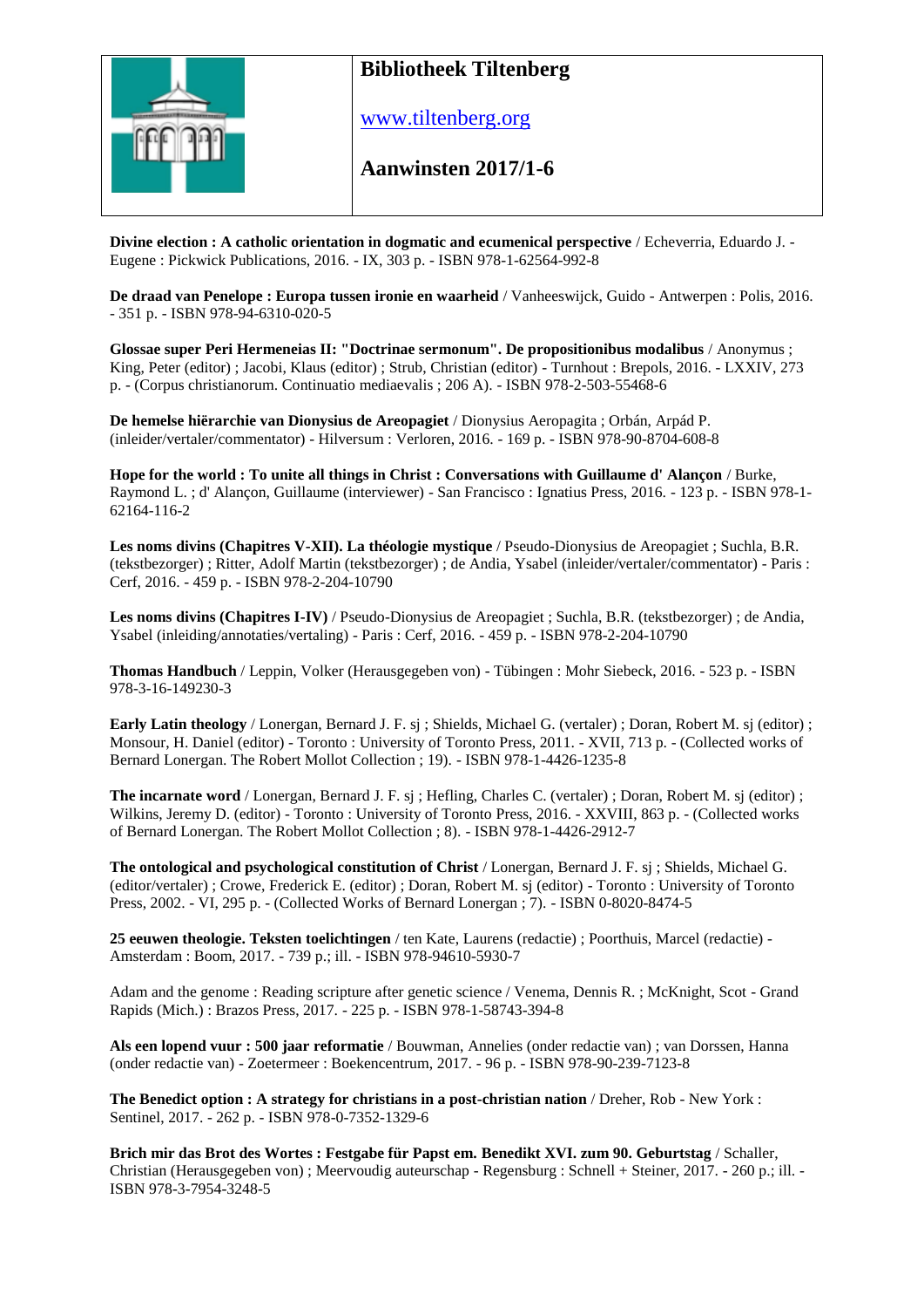# Bibliotheek Tiltenberg

www.tiltenberg.org

## Aanwinsten 2017/1-6

**Divine election : A catholic orientation in dogmatic and ecumenical perspective** / Echeverria, Eduardo J. - Eugene : Pickwick Publications, 2016. - IX, 303 p. - ISBN 978-1-62564-992-8

**De draad van Penelope : Europa tussen ironie en waarheid** / Vanheeswijck, Guido - Antwerpen : Polis, 2016. - 351 p. - ISBN 978-94-6310-020-5

**Glossae super Peri Hermeneias II: "Doctrinae sermonum". De propositionibus modalibus** / Anonymus ; King, Peter (editor) ; Jacobi, Klaus (editor) ; Strub, Christian (editor) - Turnhout : Brepols, 2016. - LXXIV, 273 p. - (Corpus christianorum. Continuatio mediaevalis ; 206 A). - ISBN 978-2-503-55468-6

**De hemelse hiërarchie van Dionysius de Areopagiet** / Dionysius Aeropagita ; Orbán, Arpád P. (inleider/vertaler/commentator) - Hilversum : Verloren, 2016. - 169 p. - ISBN 978-90-8704-608-8

**Hope for the world : To unite all things in Christ : Conversations with Guillaume d' Alançon** / Burke, Raymond L. ; d' Alançon, Guillaume (interviewer) - San Francisco : Ignatius Press, 2016. - 123 p. - ISBN 978-1-62164-116-2

**Les noms divins (Chapitres V-XII). La théologie mystique** / Pseudo-Dionysius de Areopagiet ; Suchla, B.R. (tekstbezorger) ; Ritter, Adolf Martin (tekstbezorger) ; de Andia, Ysabel (inleider/vertaler/commentator) - Paris : Cerf, 2016. - 459 p. - ISBN 978-2-204-10790

**Les noms divins (Chapitres I-IV)** / Pseudo-Dionysius de Areopagiet ; Suchla, B.R. (tekstbezorger) ; de Andia, Ysabel (inleiding/annotaties/vertaling) - Paris : Cerf, 2016. - 459 p. - ISBN 978-2-204-10790

**Thomas Handbuch** / Leppin, Volker (Herausgegeben von) - Tübingen : Mohr Siebeck, 2016. - 523 p. - ISBN 978-3-16-149230-3

**Early Latin theology** / Lonergan, Bernard J. F. sj ; Shields, Michael G. (vertaler) ; Doran, Robert M. sj (editor) ; Monsour, H. Daniel (editor) - Toronto : University of Toronto Press, 2011. - XVII, 713 p. - (Collected works of Bernard Lonergan. The Robert Mollot Collection ; 19). - ISBN 978-1-4426-1235-8

**The incarnate word** / Lonergan, Bernard J. F. sj ; Hefling, Charles C. (vertaler) ; Doran, Robert M. sj (editor) ; Wilkins, Jeremy D. (editor) - Toronto : University of Toronto Press, 2016. - XXVIII, 863 p. - (Collected works of Bernard Lonergan. The Robert Mollot Collection ; 8). - ISBN 978-1-4426-2912-7

**The ontological and psychological constitution of Christ** / Lonergan, Bernard J. F. sj ; Shields, Michael G. (editor/vertaler) ; Crowe, Frederick E. (editor) ; Doran, Robert M. sj (editor) - Toronto : University of Toronto Press, 2002. - VI, 295 p. - (Collected Works of Bernard Lonergan ; 7). - ISBN 0-8020-8474-5

**25 eeuwen theologie. Teksten toelichtingen** / ten Kate, Laurens (redactie) ; Poorthuis, Marcel (redactie) - Amsterdam : Boom, 2017. - 739 p.; ill. - ISBN 978-94610-5930-7

Adam and the genome : Reading scripture after genetic science / Venema, Dennis R. ; McKnight, Scot - Grand Rapids (Mich.) : Brazos Press, 2017. - 225 p. - ISBN 978-1-58743-394-8

**Als een lopend vuur : 500 jaar reformatie** / Bouwman, Annelies (onder redactie van) ; van Dorssen, Hanna (onder redactie van) - Zoetermeer : Boekencentrum, 2017. - 96 p. - ISBN 978-90-239-7123-8

**The Benedict option : A strategy for christians in a post-christian nation** / Dreher, Rob - New York : Sentinel, 2017. - 262 p. - ISBN 978-0-7352-1329-6

**Brich mir das Brot des Wortes : Festgabe für Papst em. Benedikt XVI. zum 90. Geburtstag** / Schaller, Christian (Herausgegeben von) ; Meervoudig auteurschap - Regensburg : Schnell + Steiner, 2017. - 260 p.; ill. - ISBN 978-3-7954-3248-5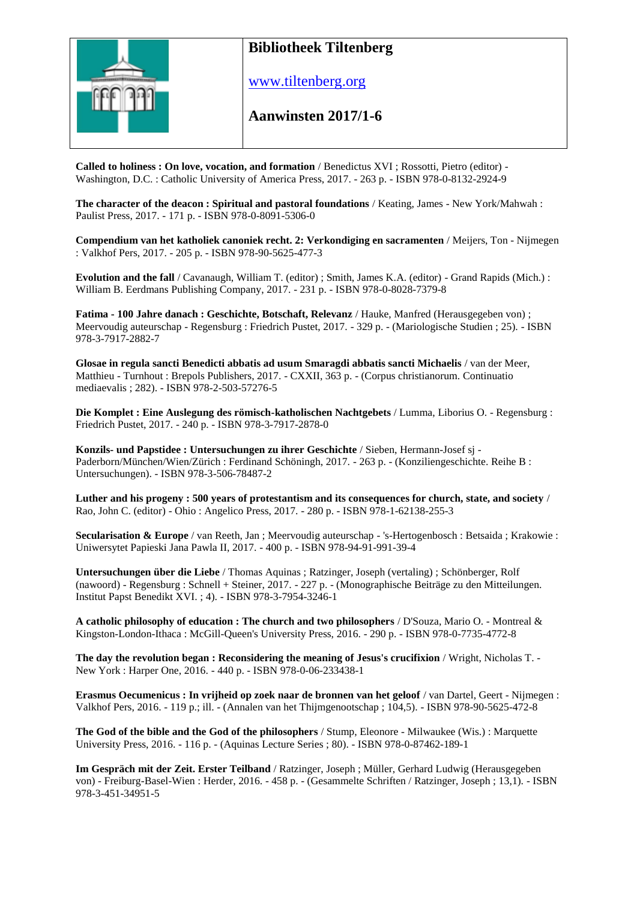# Bibliotheek Tiltenberg

www.tiltenberg.org

## Aanwinsten 2017/1-6

**Called to holiness : On love, vocation, and formation** / Benedictus XVI ; Rossotti, Pietro (editor) - Washington, D.C. : Catholic University of America Press, 2017. - 263 p. - ISBN 978-0-8132-2924-9

**The character of the deacon : Spiritual and pastoral foundations** / Keating, James - New York/Mahwah : Paulist Press, 2017. - 171 p. - ISBN 978-0-8091-5306-0

**Compendium van het katholiek canoniek recht. 2: Verkondiging en sacramenten** / Meijers, Ton - Nijmegen : Valkhof Pers, 2017. - 205 p. - ISBN 978-90-5625-477-3

**Evolution and the fall** / Cavanaugh, William T. (editor) ; Smith, James K.A. (editor) - Grand Rapids (Mich.) : William B. Eerdmans Publishing Company, 2017. - 231 p. - ISBN 978-0-8028-7379-8

**Fatima - 100 Jahre danach : Geschichte, Botschaft, Relevanz** / Hauke, Manfred (Herausgegeben von) ; Meervoudig auteurschap - Regensburg : Friedrich Pustet, 2017. - 329 p. - (Mariologische Studien ; 25). - ISBN 978-3-7917-2882-7

**Glosae in regula sancti Benedicti abbatis ad usum Smaragdi abbatis sancti Michaelis** / van der Meer, Matthieu - Turnhout : Brepols Publishers, 2017. - CXXII, 363 p. - (Corpus christianorum. Continuatio mediaevalis ; 282). - ISBN 978-2-503-57276-5

**Die Komplet : Eine Auslegung des römisch-katholischen Nachtgebets** / Lumma, Liborius O. - Regensburg : Friedrich Pustet, 2017. - 240 p. - ISBN 978-3-7917-2878-0

**Konzils- und Papstidee : Untersuchungen zu ihrer Geschichte** / Sieben, Hermann-Josef sj - Paderborn/München/Wien/Zürich : Ferdinand Schöningh, 2017. - 263 p. - (Konziliengeschichte. Reihe B : Untersuchungen). - ISBN 978-3-506-78487-2

**Luther and his progeny : 500 years of protestantism and its consequences for church, state, and society** / Rao, John C. (editor) - Ohio : Angelico Press, 2017. - 280 p. - ISBN 978-1-62138-255-3

**Secularisation & Europe** / van Reeth, Jan ; Meervoudig auteurschap - 's-Hertogenbosch : Betsaida ; Krakowie : Uniwersytet Papieski Jana Pawla II, 2017. - 400 p. - ISBN 978-94-91-991-39-4

**Untersuchungen über die Liebe** / Thomas Aquinas ; Ratzinger, Joseph (vertaling) ; Schönberger, Rolf (nawoord) - Regensburg : Schnell + Steiner, 2017. - 227 p. - (Monographische Beiträge zu den Mitteilungen. Institut Papst Benedikt XVI. ; 4). - ISBN 978-3-7954-3246-1

**A catholic philosophy of education : The church and two philosophers** / D'Souza, Mario O. - Montreal & Kingston-London-Ithaca : McGill-Queen's University Press, 2016. - 290 p. - ISBN 978-0-7735-4772-8

**The day the revolution began : Reconsidering the meaning of Jesus's crucifixion** / Wright, Nicholas T. - New York : Harper One, 2016. - 440 p. - ISBN 978-0-06-233438-1

**Erasmus Oecumenicus : In vrijheid op zoek naar de bronnen van het geloof** / van Dartel, Geert - Nijmegen : Valkhof Pers, 2016. - 119 p.; ill. - (Annalen van het Thijmgenootschap ; 104,5). - ISBN 978-90-5625-472-8

**The God of the bible and the God of the philosophers** / Stump, Eleonore - Milwaukee (Wis.) : Marquette University Press, 2016. - 116 p. - (Aquinas Lecture Series ; 80). - ISBN 978-0-87462-189-1

**Im Gespräch mit der Zeit. Erster Teilband** / Ratzinger, Joseph ; Müller, Gerhard Ludwig (Herausgegeben von) - Freiburg-Basel-Wien : Herder, 2016. - 458 p. - (Gesammelte Schriften / Ratzinger, Joseph ; 13,1). - ISBN 978-3-451-34951-5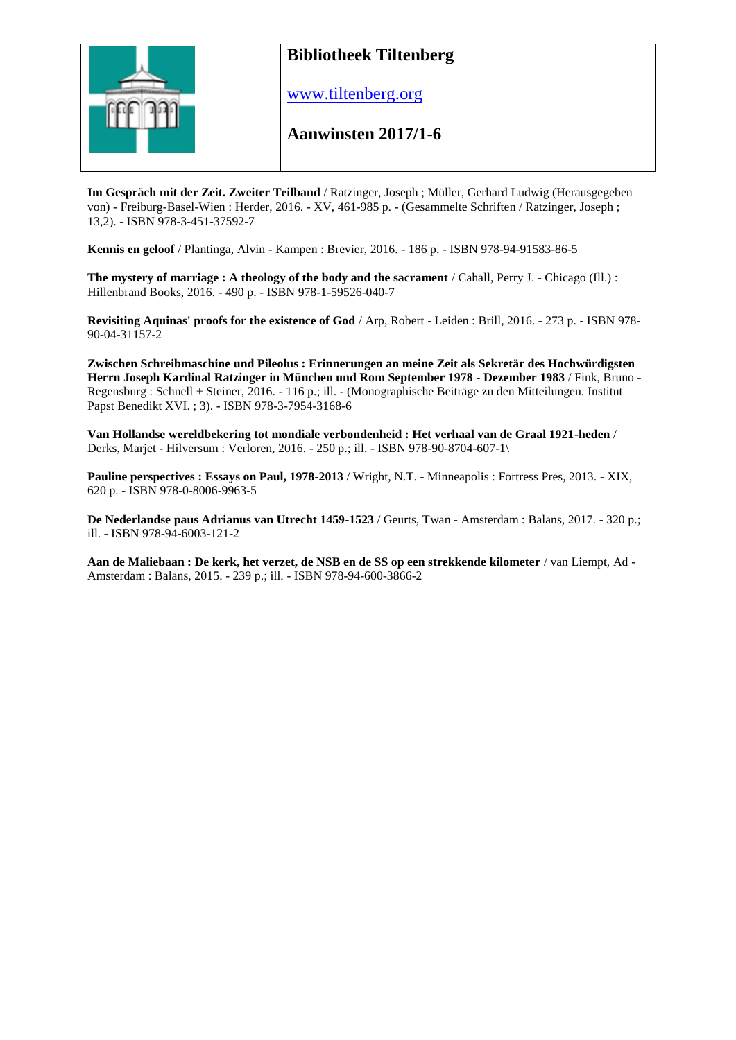# Bibliotheek Tiltenberg

www.tiltenberg.org

## Aanwinsten 2017/1-6

**Im Gespräch mit der Zeit. Zweiter Teilband** / Ratzinger, Joseph ; Müller, Gerhard Ludwig (Herausgegeben von) - Freiburg-Basel-Wien : Herder, 2016. - XV, 461-985 p. - (Gesammelte Schriften / Ratzinger, Joseph ; 13,2). - ISBN 978-3-451-37592-7

**Kennis en geloof** / Plantinga, Alvin - Kampen : Brevier, 2016. - 186 p. - ISBN 978-94-91583-86-5

**The mystery of marriage : A theology of the body and the sacrament** / Cahall, Perry J. - Chicago (Ill.) : Hillenbrand Books, 2016. - 490 p. - ISBN 978-1-59526-040-7

**Revisiting Aquinas' proofs for the existence of God** / Arp, Robert - Leiden : Brill, 2016. - 273 p. - ISBN 978-90-04-31157-2

**Zwischen Schreibmaschine und Pileolus : Erinnerungen an meine Zeit als Sekretär des Hochwürdigsten Herrn Joseph Kardinal Ratzinger in München und Rom September 1978 - Dezember 1983** / Fink, Bruno - Regensburg : Schnell + Steiner, 2016. - 116 p.; ill. - (Monographische Beiträge zu den Mitteilungen. Institut Papst Benedikt XVI. ; 3). - ISBN 978-3-7954-3168-6

**Van Hollandse wereldbekering tot mondiale verbondenheid : Het verhaal van de Graal 1921-heden** / Derks, Marjet - Hilversum : Verloren, 2016. - 250 p.; ill. - ISBN 978-90-8704-607-1\

**Pauline perspectives : Essays on Paul, 1978-2013** / Wright, N.T. - Minneapolis : Fortress Pres, 2013. - XIX, 620 p. - ISBN 978-0-8006-9963-5

**De Nederlandse paus Adrianus van Utrecht 1459-1523** / Geurts, Twan - Amsterdam : Balans, 2017. - 320 p.; ill. - ISBN 978-94-6003-121-2

**Aan de Maliebaan : De kerk, het verzet, de NSB en de SS op een strekkende kilometer** / van Liempt, Ad - Amsterdam : Balans, 2015. - 239 p.; ill. - ISBN 978-94-600-3866-2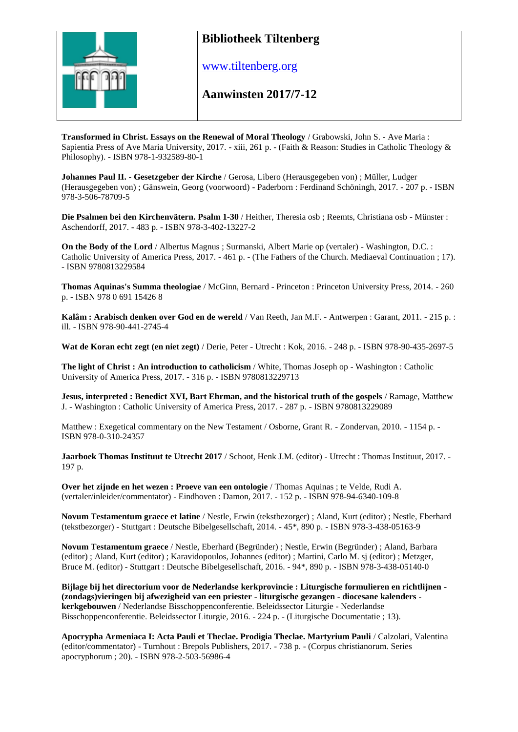**Bibliotheek Tiltenberg**

www.tiltenberg.org

**Aanwinsten 2017/7-12**

**Transformed in Christ. Essays on the Renewal of Moral Theology** / Grabowski, John S. - Ave Maria : Sapientia Press of Ave Maria University, 2017. - xiii, 261 p. - (Faith & Reason: Studies in Catholic Theology & Philosophy). - ISBN 978-1-932589-80-1

**Johannes Paul II. - Gesetzgeber der Kirche** / Gerosa, Libero (Herausgegeben von) ; Müller, Ludger (Herausgegeben von) ; Gänswein, Georg (voorwoord) - Paderborn : Ferdinand Schöningh, 2017. - 207 p. - ISBN 978-3-506-78709-5

**Die Psalmen bei den Kirchenvätern. Psalm 1-30** / Heither, Theresia osb ; Reemts, Christiana osb - Münster : Aschendorff, 2017. - 483 p. - ISBN 978-3-402-13227-2

**On the Body of the Lord** / Albertus Magnus ; Surmanski, Albert Marie op (vertaler) - Washington, D.C. : Catholic University of America Press, 2017. - 461 p. - (The Fathers of the Church. Mediaeval Continuation ; 17). - ISBN 9780813229584

**Thomas Aquinas's Summa theologiae** / McGinn, Bernard - Princeton : Princeton University Press, 2014. - 260 p. - ISBN 978 0 691 15426 8

**Kalâm : Arabisch denken over God en de wereld** / Van Reeth, Jan M.F. - Antwerpen : Garant, 2011. - 215 p. : ill. - ISBN 978-90-441-2745-4

**Wat de Koran echt zegt (en niet zegt)** / Derie, Peter - Utrecht : Kok, 2016. - 248 p. - ISBN 978-90-435-2697-5

**The light of Christ : An introduction to catholicism** / White, Thomas Joseph op - Washington : Catholic University of America Press, 2017. - 316 p. - ISBN 9780813229713

**Jesus, interpreted : Benedict XVI, Bart Ehrman, and the historical truth of the gospels** / Ramage, Matthew J. - Washington : Catholic University of America Press, 2017. - 287 p. - ISBN 9780813229089

Matthew : Exegetical commentary on the New Testament / Osborne, Grant R. - Zondervan, 2010. - 1154 p. - ISBN 978-0-310-24357

**Jaarboek Thomas Instituut te Utrecht 2017** / Schoot, Henk J.M. (editor) - Utrecht : Thomas Instituut, 2017. - 197 p.

**Over het zijnde en het wezen : Proeve van een ontologie** / Thomas Aquinas ; te Velde, Rudi A. (vertaler/inleider/commentator) - Eindhoven : Damon, 2017. - 152 p. - ISBN 978-94-6340-109-8

**Novum Testamentum graece et latine** / Nestle, Erwin (tekstbezorger) ; Aland, Kurt (editor) ; Nestle, Eberhard (tekstbezorger) - Stuttgart : Deutsche Bibelgesellschaft, 2014. - 45*, 890 p. - ISBN 978-3-438-05163-9

**Novum Testamentum graece** / Nestle, Eberhard (Begründer) ; Nestle, Erwin (Begründer) ; Aland, Barbara (editor) ; Aland, Kurt (editor) ; Karavidopoulos, Johannes (editor) ; Martini, Carlo M. sj (editor) ; Metzger, Bruce M. (editor) - Stuttgart : Deutsche Bibelgesellschaft, 2016. - 94*, 890 p. - ISBN 978-3-438-05140-0

**Bijlage bij het directorium voor de Nederlandse kerkprovincie : Liturgische formulieren en richtlijnen - (zondags)vieringen bij afwezigheid van een priester - liturgische gezangen - diocesane kalenders - kerkgebouwen** / Nederlandse Bisschoppenconferentie. Beleidssector Liturgie - Nederlandse Bisschoppenconferentie. Beleidssector Liturgie, 2016. - 224 p. - (Liturgische Documentatie ; 13).

**Apocrypha Armeniaca I: Acta Pauli et Theclae. Prodigia Theclae. Martyrium Pauli** / Calzolari, Valentina (editor/commentator) - Turnhout : Brepols Publishers, 2017. - 738 p. - (Corpus christianorum. Series apocryphorum ; 20). - ISBN 978-2-503-56986-4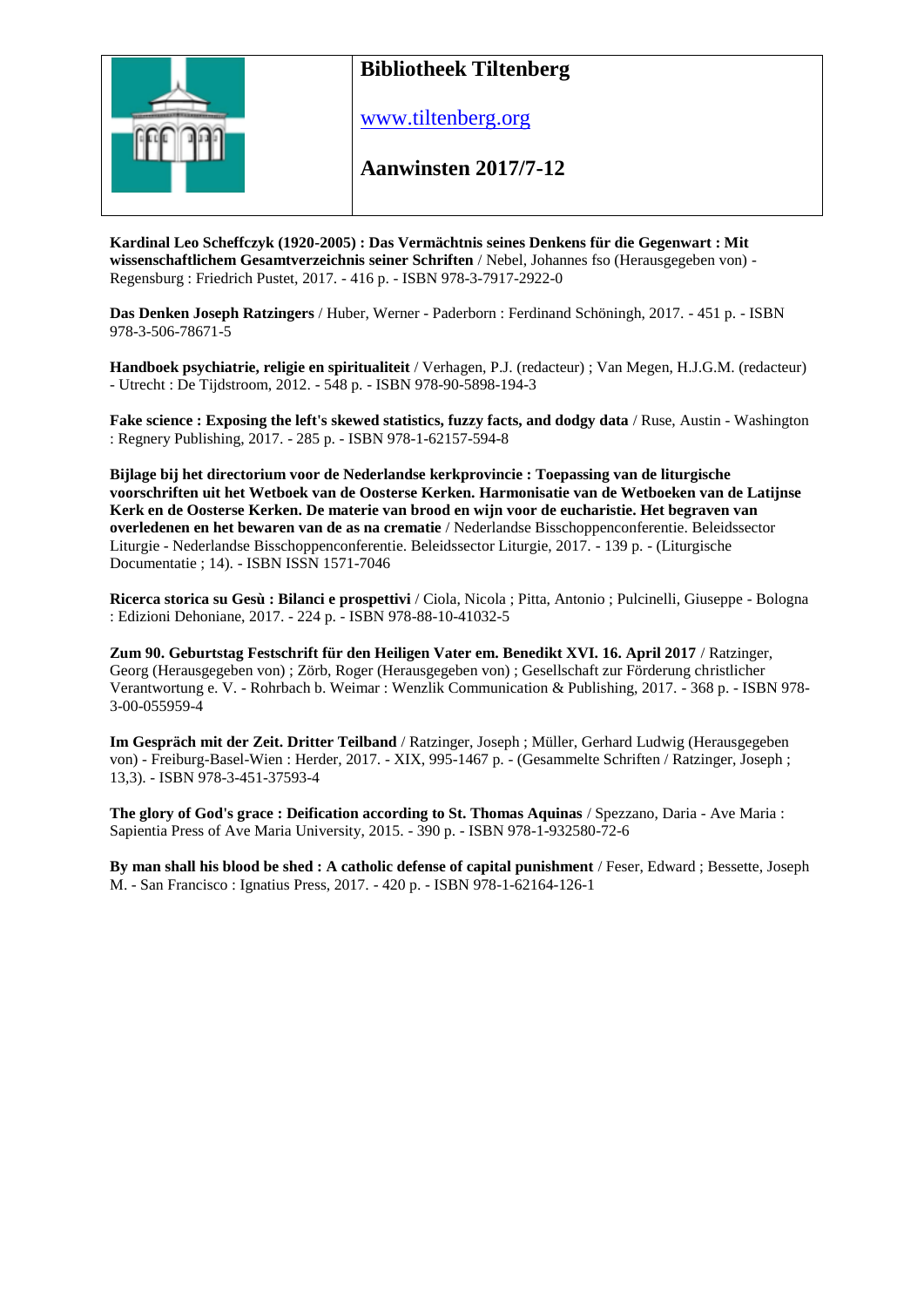| | |
|---|---|
| | **Bibliotheek Tiltenberg**<br><br>www.tiltenberg.org<br><br>**Aanwinsten 2017/7-12** |

**Kardinal Leo Scheffczyk (1920-2005) : Das Vermächtnis seines Denkens für die Gegenwart : Mit wissenschaftlichem Gesamtverzeichnis seiner Schriften** / Nebel, Johannes fso (Herausgegeben von) - Regensburg : Friedrich Pustet, 2017. - 416 p. - ISBN 978-3-7917-2922-0

**Das Denken Joseph Ratzingers** / Huber, Werner - Paderborn : Ferdinand Schöningh, 2017. - 451 p. - ISBN 978-3-506-78671-5

**Handboek psychiatrie, religie en spiritualiteit** / Verhagen, P.J. (redacteur) ; Van Megen, H.J.G.M. (redacteur) - Utrecht : De Tijdstroom, 2012. - 548 p. - ISBN 978-90-5898-194-3

**Fake science : Exposing the left's skewed statistics, fuzzy facts, and dodgy data** / Ruse, Austin - Washington : Regnery Publishing, 2017. - 285 p. - ISBN 978-1-62157-594-8

**Bijlage bij het directorium voor de Nederlandse kerkprovincie : Toepassing van de liturgische voorschriften uit het Wetboek van de Oosterse Kerken. Harmonisatie van de Wetboeken van de Latijnse Kerk en de Oosterse Kerken. De materie van brood en wijn voor de eucharistie. Het begraven van overledenen en het bewaren van de as na crematie** / Nederlandse Bisschoppenconferentie. Beleidssector Liturgie - Nederlandse Bisschoppenconferentie. Beleidssector Liturgie, 2017. - 139 p. - (Liturgische Documentatie ; 14). - ISBN ISSN 1571-7046

**Ricerca storica su Gesù : Bilanci e prospettivi** / Ciola, Nicola ; Pitta, Antonio ; Pulcinelli, Giuseppe - Bologna : Edizioni Dehoniane, 2017. - 224 p. - ISBN 978-88-10-41032-5

**Zum 90. Geburtstag Festschrift für den Heiligen Vater em. Benedikt XVI. 16. April 2017** / Ratzinger, Georg (Herausgegeben von) ; Zörb, Roger (Herausgegeben von) ; Gesellschaft zur Förderung christlicher Verantwortung e. V. - Rohrbach b. Weimar : Wenzlik Communication & Publishing, 2017. - 368 p. - ISBN 978-3-00-055959-4

**Im Gespräch mit der Zeit. Dritter Teilband** / Ratzinger, Joseph ; Müller, Gerhard Ludwig (Herausgegeben von) - Freiburg-Basel-Wien : Herder, 2017. - XIX, 995-1467 p. - (Gesammelte Schriften / Ratzinger, Joseph ; 13,3). - ISBN 978-3-451-37593-4

**The glory of God's grace : Deification according to St. Thomas Aquinas** / Spezzano, Daria - Ave Maria : Sapientia Press of Ave Maria University, 2015. - 390 p. - ISBN 978-1-932580-72-6

**By man shall his blood be shed : A catholic defense of capital punishment** / Feser, Edward ; Bessette, Joseph M. - San Francisco : Ignatius Press, 2017. - 420 p. - ISBN 978-1-62164-126-1